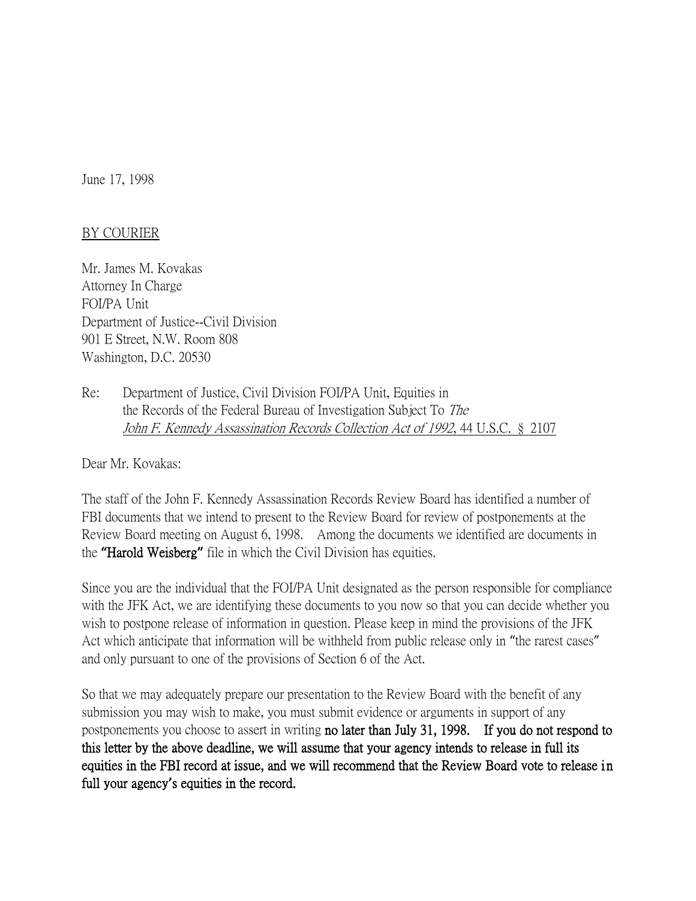June 17, 1998

BY COURIER

Mr. James M. Kovakas
Attorney In Charge
FOI/PA Unit
Department of Justice--Civil Division
901 E Street, N.W. Room 808
Washington, D.C. 20530

Re: Department of Justice, Civil Division FOI/PA Unit, Equities in the Records of the Federal Bureau of Investigation Subject To *The John F. Kennedy Assassination Records Collection Act of 1992*, 44 U.S.C. § 2107

Dear Mr. Kovakas:

The staff of the John F. Kennedy Assassination Records Review Board has identified a number of FBI documents that we intend to present to the Review Board for review of postponements at the Review Board meeting on August 6, 1998. Among the documents we identified are documents in the **"Harold Weisberg"** file in which the Civil Division has equities.

Since you are the individual that the FOI/PA Unit designated as the person responsible for compliance with the JFK Act, we are identifying these documents to you now so that you can decide whether you wish to postpone release of information in question. Please keep in mind the provisions of the JFK Act which anticipate that information will be withheld from public release only in "the rarest cases" and only pursuant to one of the provisions of Section 6 of the Act.

So that we may adequately prepare our presentation to the Review Board with the benefit of any submission you may wish to make, you must submit evidence or arguments in support of any postponements you choose to assert in writing **no later than July 31, 1998. If you do not respond to this letter by the above deadline, we will assume that your agency intends to release in full its equities in the FBI record at issue, and we will recommend that the Review Board vote to release in full your agency's equities in the record.**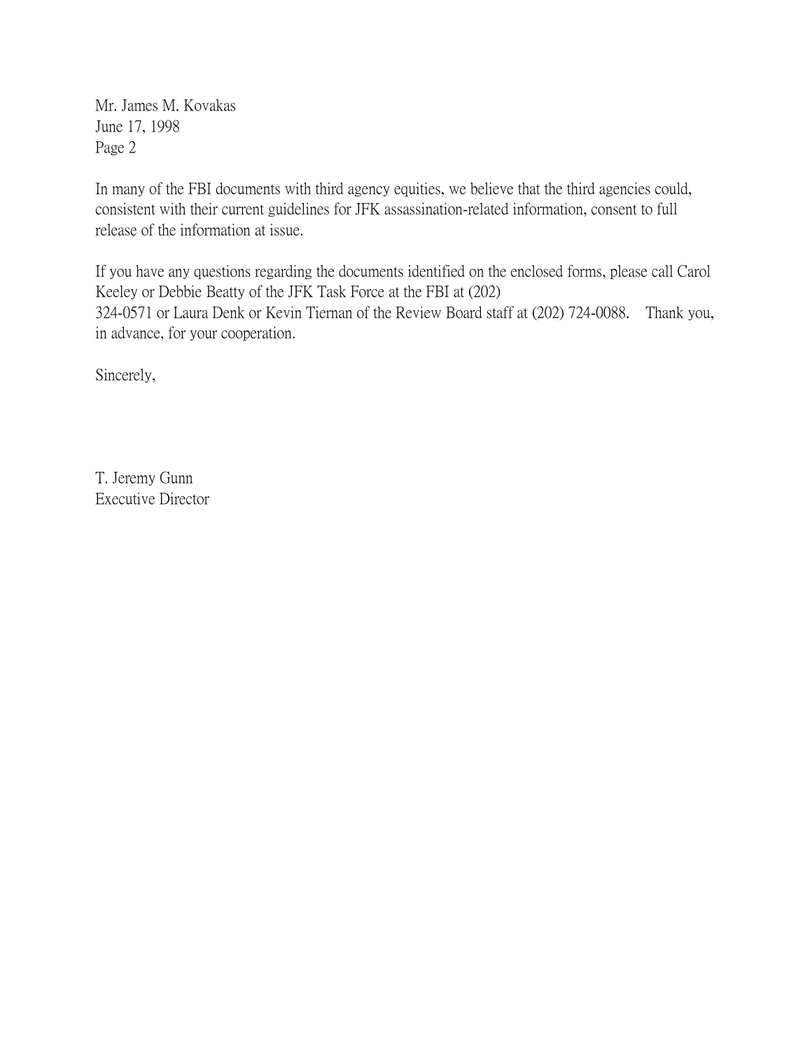Mr. James M. Kovakas
June 17, 1998
Page 2

In many of the FBI documents with third agency equities, we believe that the third agencies could, consistent with their current guidelines for JFK assassination-related information, consent to full release of the information at issue.

If you have any questions regarding the documents identified on the enclosed forms, please call Carol Keeley or Debbie Beatty of the JFK Task Force at the FBI at (202) 324-0571 or Laura Denk or Kevin Tiernan of the Review Board staff at (202) 724-0088. Thank you, in advance, for your cooperation.

Sincerely,

T. Jeremy Gunn
Executive Director